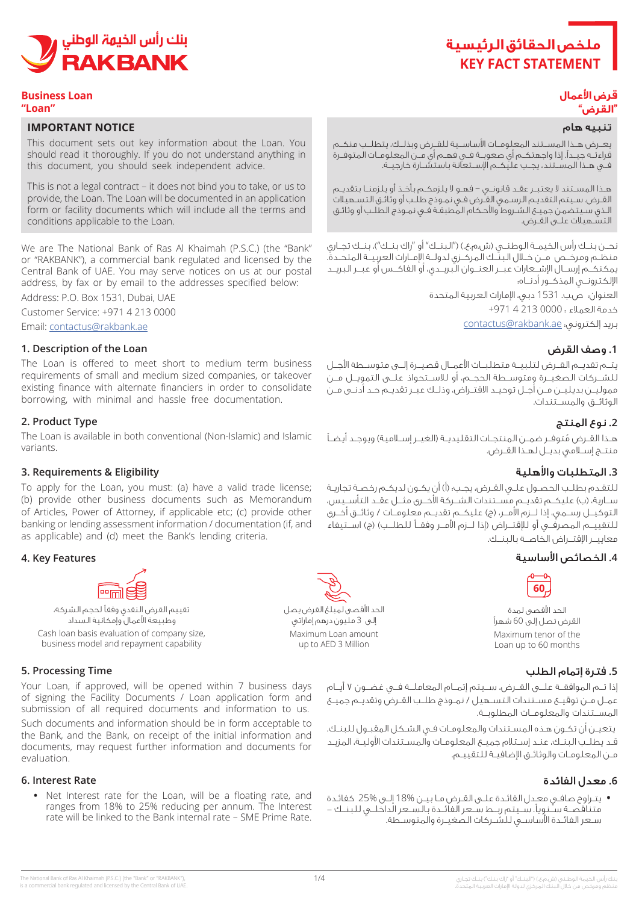# ملخص الحقائق الرئيسية
# KEY FACT STATEMENT

بنك رأس الخيمة الوطني
RAKBANK

## Business Loan "Loan"

## قرض الأعمال "القرض"

### IMPORTANT NOTICE

This document sets out key information about the Loan. You should read it thoroughly. If you do not understand anything in this document, you should seek independent advice.

This is not a legal contract – it does not bind you to take, or us to provide, the Loan. The Loan will be documented in an application form or facility documents which will include all the terms and conditions applicable to the Loan.

### تنبيه هام

يعرض هذا المستند المعلومات الأساسية للقرض وبذلك، يتطلب منكم قراءته جيداً. إذا واجهتكم أي صعوبة في فهم أي من المعلومات المتوفرة في هذا المستند، يجب عليكم الإستعانة باستشارة خارجية.

هذا المستند لا يعتبر عقد قانوني – فهو لا يلزمكم بأخذ أو يلزمنا بتقديم القرض. سيتم التقديم الرسمي القرض في نموذج طلب أو وثائق التسهيلات الذي سيتضمن جميع الشروط والأحكام المطبقة في نموذج الطلب أو وثائق التسهيلات على القرض.

We are The National Bank of Ras Al Khaimah (P.S.C.) (the "Bank" or "RAKBANK"), a commercial bank regulated and licensed by the Central Bank of UAE. You may serve notices on us at our postal address, by fax or by email to the addresses specified below:

Address: P.O. Box 1531, Dubai, UAE

Customer Service: +971 4 213 0000

Email: contactus@rakbank.ae

نحن بنك رأس الخيمة الوطني (ش.م.ع.) ("البنك" أو "راك بنك")، بنك تجاري منظم ومرخص من خلال البنك المركزي لدولة الإمارات العربية المتحدة. يمكنكم إرسال الإشعارات عبر العنوان البريدي، أو الفاكس أو عبر البريد الإلكتروني المذكور أدناه:

العنوان: ص.ب. 1531 دبي، الإمارات العربية المتحدة

خدمة العملاء : 0000 213 4 971+

بريد إلكتروني: contactus@rakbank.ae

### 1. Description of the Loan

The Loan is offered to meet short to medium term business requirements of small and medium sized companies, or takeover existing finance with alternate financiers in order to consolidate borrowing, with minimal and hassle free documentation.

### 1. وصف القرض

يتم تقديم القرض لتلبية متطلبات الأعمال قصيرة إلى متوسطة الأجل للشركات الصغيرة ومتوسطة الحجم، أو للاستحواذ على التمويل من مموليين بديلين من أجل توحيد الاقتراض، وذلك عبر تقديم حد أدنى من الوثائق والمستندات.

### 2. Product Type

The Loan is available in both conventional (Non-Islamic) and Islamic variants.

### 2. نوع المنتج

هذا القرض مُتوفر ضمن المنتجات التقليدية (الغير إسلامية) ويوجد أيضاً منتج إسلامي بديل لهذا القرض.

### 3. Requirements & Eligibility

To apply for the Loan, you must: (a) have a valid trade license; (b) provide other business documents such as Memorandum of Articles, Power of Attorney, if applicable etc; (c) provide other banking or lending assessment information / documentation (if, and as applicable) and (d) meet the Bank's lending criteria.

### 3. المتطلبات والأهلية

للتقدم بطلب الحصول على القرض، يجب: (أ) أن يكون لديكم رخصة تجارية سارية، (ب) عليكم تقديم مستندات الشركة الأخرى مثل عقد التأسيس، التوكيل رسمي، إذا لزم الأمر، (ج) عليكم تقديم معلومات / وثائق أخرى للتقييم المصرفي أو للإقتراض (إذا لزم الأمر وفقاً للطلب) (ج) استيفاء معايير الإقتراض الخاصة بالبنك.

### 4. Key Features

### 4. الخصائص الأساسية

- الحد الأقصى لمدة القرض تصل إلى 60 شهراً
  Maximum tenor of the Loan up to 60 months
- الحد الأقصى لمبلغ القرض يصل إلى 3 مليون درهم إماراتي
  Maximum Loan amount up to AED 3 Million
- تقييم القرض النقدي وفقاً لحجم الشركة، وطبيعة الأعمال وإمكانية السداد
  Cash loan basis evaluation of company size, business model and repayment capability

### 5. Processing Time

Your Loan, if approved, will be opened within 7 business days of signing the Facility Documents / Loan application form and submission of all required documents and information to us.

Such documents and information should be in form acceptable to the Bank, and the Bank, on receipt of the initial information and documents, may request further information and documents for evaluation.

### 5. فترة إتمام الطلب

إذا تم الموافقة على القرض، سيتم إتمام المعاملة في غضون ٧ أيام عمل من توقيع مستندات التسهيل / نموذج طلب القرض وتقديم جميع المستندات والمعلومات المطلوبة.

يتعين أن تكون هذه المستندات والمعلومات في الشكل المقبول للبنك. قد يطلب البنك، عند إستلام جميع المعلومات والمستندات الأولية، المزيد من المعلومات والوثائق الإضافية للتقييم.

### 6. Interest Rate

- Net Interest rate for the Loan, will be a floating rate, and ranges from 18% to 25% reducing per annum. The Interest rate will be linked to the Bank internal rate – SME Prime Rate.

### 6. معدل الفائدة

- يتراوح صافي معدل الفائدة على القرض ما بين 18% إلى 25% كفائدة متناقصة سنوياً. سيتم ربط سعر الفائدة بالسعر الداخلي للبنك – سعر الفائدة الأساسي للشركات الصغيرة والمتوسطة.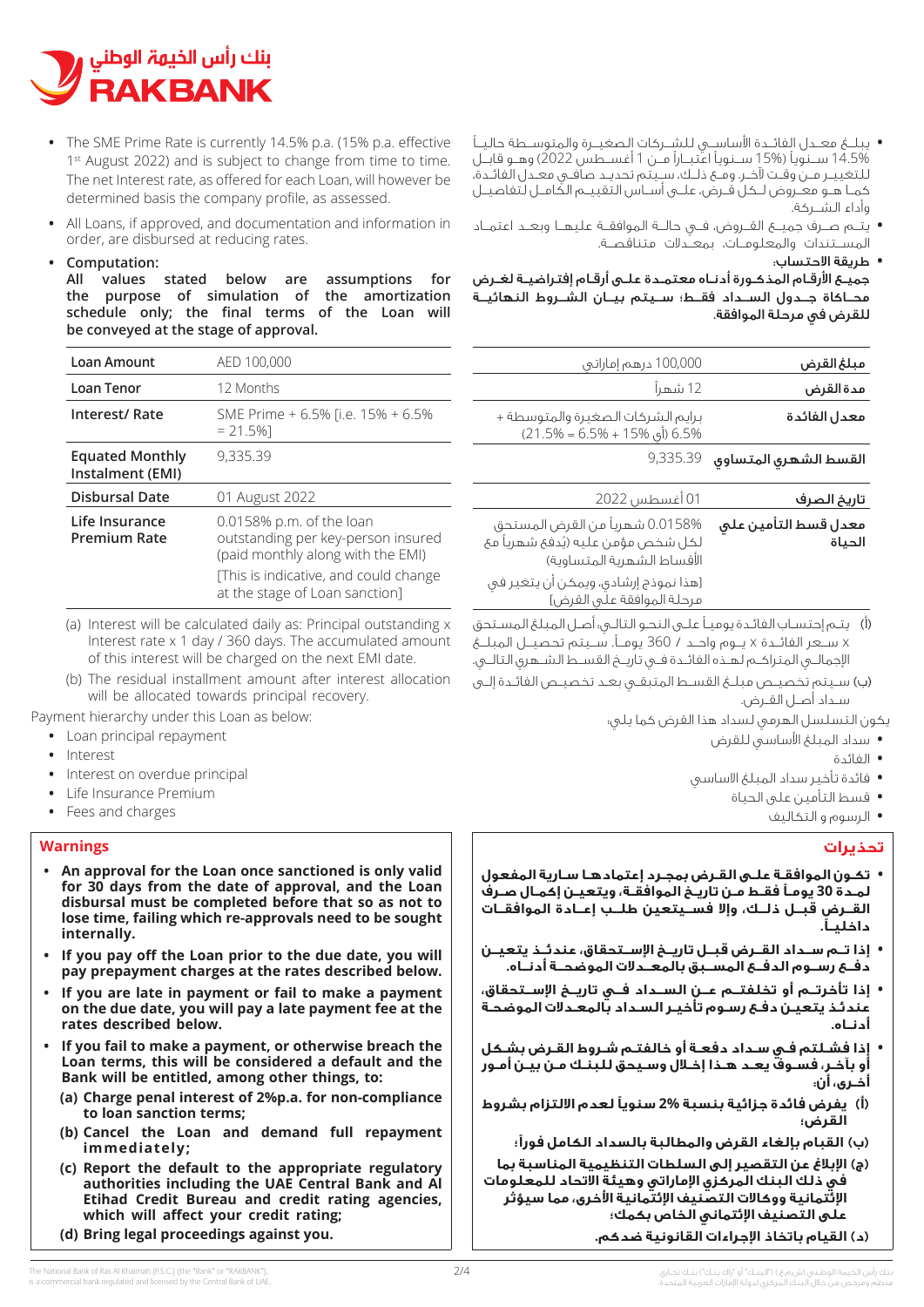- The SME Prime Rate is currently 14.5% p.a. (15% p.a. effective 1st August 2022) and is subject to change from time to time. The net Interest rate, as offered for each Loan, will however be determined basis the company profile, as assessed.
- All Loans, if approved, and documentation and information in order, are disbursed at reducing rates.
- **Computation:**
  **All values stated below are assumptions for the purpose of simulation of the amortization schedule only; the final terms of the Loan will be conveyed at the stage of approval.**

| | |
|---|---|
| **Loan Amount** | AED 100,000 |
| **Loan Tenor** | 12 Months |
| **Interest/ Rate** | SME Prime + 6.5% [i.e. 15% + 6.5% = 21.5%] |
| **Equated Monthly Instalment (EMI)** | 9,335.39 |
| **Disbursal Date** | 01 August 2022 |
| **Life Insurance Premium Rate** | 0.0158% p.m. of the loan outstanding per key-person insured (paid monthly along with the EMI) [This is indicative, and could change at the stage of Loan sanction] |

(a) Interest will be calculated daily as: Principal outstanding x Interest rate x 1 day / 360 days. The accumulated amount of this interest will be charged on the next EMI date.

(b) The residual installment amount after interest allocation will be allocated towards principal recovery.

Payment hierarchy under this Loan as below:

- Loan principal repayment
- Interest
- Interest on overdue principal
- Life Insurance Premium
- Fees and charges

## Warnings

- **An approval for the Loan once sanctioned is only valid for 30 days from the date of approval, and the Loan disbursal must be completed before that so as not to lose time, failing which re-approvals need to be taken internally.**
- **If you pay off the Loan prior to the due date, you will pay prepayment charges at the rates described below.**
- **If you are late in payment or fail to make a payment on the due date, you will pay a late payment fee at the rates described below.**
- **If you fail to make a payment, or otherwise breach the Loan terms, this will be considered a default and the Bank will be entitled, among other things, to:**
  - **(a) Charge penal interest of 2%p.a. for non-compliance to loan sanction terms;**
  - **(b) Cancel the Loan and demand full repayment immediately;**
  - **(c) Report the default to the appropriate regulatory authorities including the UAE Central Bank and Al Etihad Credit Bureau and credit rating agencies, which will affect your credit rating;**
  - **(d) Bring legal proceedings against you.**

- يبلغ معدل الفائدة الأساسي للشركات الصغيرة والمتوسطة حالياً 14.5% سنوياً (15% سنوياً اعتباراً من 1 أغسطس 2022) وهو قابل للتغيير من وقت لآخر. ومع ذلك، سيتم تحديد صافي معدل الفائدة، كما هو معروض لكل قرض، على أساس التقييم الكامل لتفاصيل وأداء الشركة.
- يتم صرف جميع القروض، في حالة الموافقة عليها وبعد اعتماد المستندات والمعلومات، بمعدلات متناقصة.
- **طريقة الاحتساب:**
  **جميع الأرقام المذكورة أدناه معتمدة على أرقام إفتراضية لغرض محاكاة جدول السداد فقط؛ سيتم بيان الشروط النهائية للقرض في مرحلة الموافقة.**

| | |
|---|---|
| **مبلغ القرض** | 100,000 درهم إماراتي |
| **مدة القرض** | 12 شهراً |
| **معدل الفائدة** | برايم الشركات الصغيرة والمتوسطة + 6.5% (أي 15% + 6.5% = 21.5%) |
| **القسط الشهري المتساوي** | 9,335.39 |
| **تاريخ الصرف** | 01 أغسطس 2022 |
| **معدل قسط التأمين على الحياة** | 0.0158% شهرياً من القرض المستحق لكل شخص مؤمن عليه (يدفع شهرياً مع الأقساط الشهرية المتساوية) [هذا نموذج إرشادي، ويمكن أن يتغير في مرحلة الموافقة على القرض] |

(أ) يتم إحتساب الفائدة يومياً على النحو التالي: أصل المبلغ المستحق x سعر الفائدة x يوم واحد / 360 يوماً. سيتم تحصيل المبلغ الإجمالي المتراكم لهذه الفائدة في تاريخ القسط الشهري التالي.

(ب) سيتم تخصيص مبلغ القسط المتبقي بعد تخصيص الفائدة إلى سداد أصل القرض.

يكون التسلسل الهرمي لسداد هذا القرض كما يلي:

- سداد المبلغ الأساسي للقرض
- الفائدة
- فائدة تأخير سداد المبلغ الاساسي
- قسط التأمين على الحياة
- الرسوم و التكاليف

## تحذيرات

- **تكون الموافقة على القرض بمجرد إعتمادها سارية المفعول لمدة 30 يوماً فقط من تاريخ الموافقة، ويتعين إكمال صرف القرض قبل ذلك، وإلا فسيتعين طلب إعادة الموافقات داخلياً.**
- **إذا تم سداد القرض قبل تاريخ الإستحقاق، عندئذ يتعين دفع رسوم الدفع المسبق بالمعدلات الموضحة أدناه.**
- **إذا تأخرتم أو تخلفتم عن السداد في تاريخ الإستحقاق، عندئذ يتعين دفع رسوم تأخير السداد بالمعدلات الموضحة أدناه.**
- **إذا فشلتم في سداد دفعة أو خالفتم شروط القرض بشكل أو بآخر، فسوف يعد هذا إخلال وسيحق للبنك من بين أمور أخرى، أن:**
  - **(أ) يفرض فائدة جزائية بنسبة 2% سنوياً لعدم الالتزام بشروط القرض؛**
  - **(ب) القيام بإلغاء القرض والمطالبة بالسداد الكامل فوراً؛**
  - **(ج) الإبلاغ عن التقصير إلى السلطات التنظيمية المناسبة بما في ذلك البنك المركزي الإماراتي وهيئة الاتحاد للمعلومات الإئتمانية ووكالات التصنيف الإئتمانية الأخرى، مما سيؤثر على التصنيف الإئتماني الخاص بكم؛**
  - **(د) القيام باتخاذ الإجراءات القانونية ضدكم.**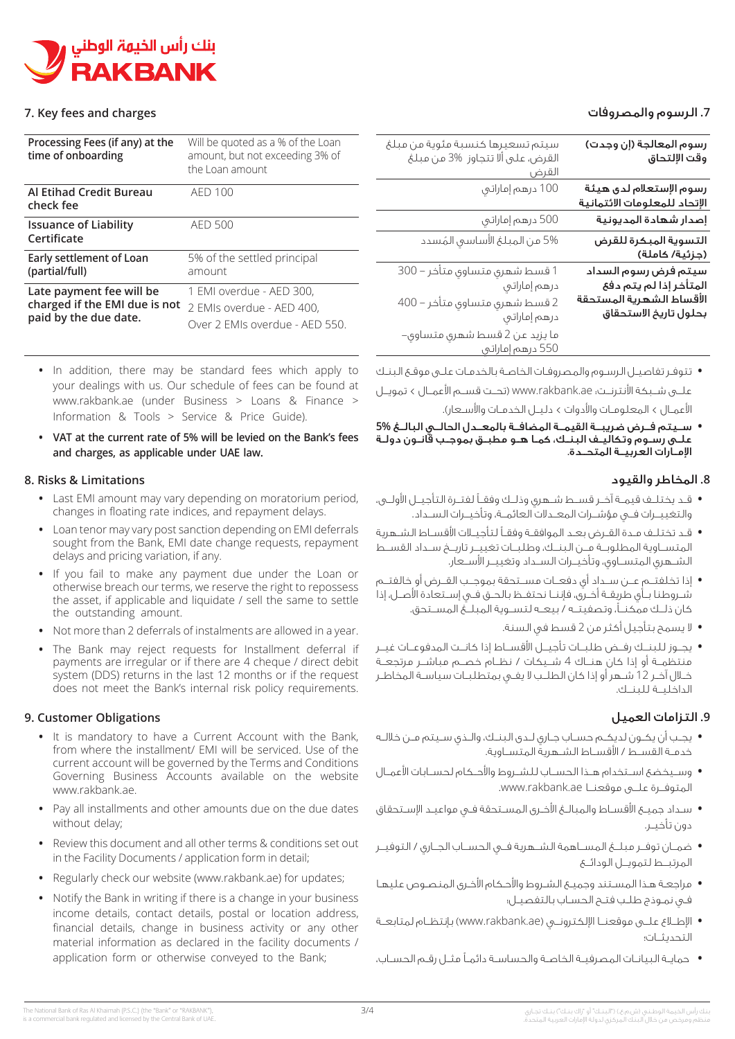## 7. Key fees and charges

| Processing Fees (if any) at the time of onboarding | Will be quoted as a % of the Loan amount, but not exceeding 3% of the Loan amount |
|---|---|
| Al Etihad Credit Bureau check fee | AED 100 |
| Issuance of Liability Certificate | AED 500 |
| Early settlement of Loan (partial/full) | 5% of the settled principal amount |
| Late payment fee will be charged if the EMI due is not paid by the due date. | 1 EMI overdue - AED 300, 2 EMIs overdue - AED 400, Over 2 EMIs overdue - AED 550. |

- In addition, there may be standard fees which apply to your dealings with us. Our schedule of fees can be found at www.rakbank.ae (under Business > Loans & Finance > Information & Tools > Service & Price Guide).
- **VAT at the current rate of 5% will be levied on the Bank's fees and charges, as applicable under UAE law.**

## 8. Risks & Limitations

- Last EMI amount may vary depending on moratorium period, changes in floating rate indices, and repayment delays.
- Loan tenor may vary post sanction depending on EMI deferrals sought from the Bank, EMI date change requests, repayment delays and pricing variation, if any.
- If you fail to make any payment due under the Loan or otherwise breach our terms, we reserve the right to repossess the asset, if applicable and liquidate / sell the same to settle the outstanding amount.
- Not more than 2 deferrals of instalments are allowed in a year.
- The Bank may reject requests for Installment deferral if payments are irregular or if there are 4 cheque / direct debit system (DDS) returns in the last 12 months or if the request does not meet the Bank's internal risk policy requirements.

## 9. Customer Obligations

- It is mandatory to have a Current Account with the Bank, from where the installment/ EMI will be serviced. Use of the current account will be governed by the Terms and Conditions Governing Business Accounts available on the website www.rakbank.ae.
- Pay all installments and other amounts due on the due dates without delay;
- Review this document and all other terms & conditions set out in the Facility Documents / application form in detail;
- Regularly check our website (www.rakbank.ae) for updates;
- Notify the Bank in writing if there is a change in your business income details, contact details, postal or location address, financial details, change in business activity or any other material information as declared in the facility documents / application form or otherwise conveyed to the Bank;

## 7. الرسوم والمصروفات

| رسوم المعالجة (إن وجدت) وقت الإلتحاق | سيتم تسعيرها كنسبة مئوية من مبلغ القرض، على ألا تتجاوز 3% من مبلغ القرض |
|---|---|
| رسوم الإستعلام لدى هيئة الإتحاد للمعلومات الائتمانية | 100 درهم إماراتي |
| إصدار شهادة المديونية | 500 درهم إماراتي |
| التسوية المبكرة للقرض (جزئية/ كاملة) | 5% من المبلغ الأساسي المُسدد |
| سيتم فرض رسوم السداد المتأخر إذا لم يتم دفع الأقساط الشهرية المستحقة بحلول تاريخ الاستحقاق | 1 قسط شهري متساوي متأخر – 300 درهم إماراتي<br>2 قسط شهري متساوي متأخر – 400 درهم إماراتي<br>ما يزيد عن 2 قسط شهري متساوي– 550 درهم إماراتي |

- تتوفر تفاصيل الرسوم والمصروفات الخاصة بالخدمات على موقع البنك على شبكة الأنترنت: www.rakbank.ae (تحت قسم الأعمال > تمويل الأعمال > المعلومات والأدوات > دليل الخدمات والأسعار).
- **سيتم فرض ضريبة القيمة المضافة بالمعدل الحالي البالغ 5% على رسوم وتكاليف البنك، كما هو مطبق بموجب قانون دولة الإمارات العربية المتحدة.**

## 8. المخاطر والقيود

- قد يختلف قيمة آخر قسط شهري وذلك وفقاً لفترة التأجيل الأولى، والتغييرات في مؤشرات المعدلات العائمة، وتأخيرات السداد.
- قد تختلف مدة القرض بعد الموافقة وفقاً لتأجيلات الأقساط الشهرية المتساوية المطلوبة من البنك، وطلبات تغيير تاريخ سداد القسط الشهري المتساوي، وتأخيرات السداد وتغيير الأسعار.
- إذا تخلفتم عن سداد أي دفعات مستحقة بموجب القرض أو خالفتم شروطنا بأي طريقة أخرى، فإننا نحتفظ بالحق في إستعادة الأصل، إذا كان ذلك ممكناً، وتصفيته / بيعه لتسوية المبلغ المستحق.
- لا يسمح بتأجيل أكثر من 2 قسط في السنة.
- يجوز للبنك رفض طلبات تأجيل الأقساط إذا كانت المدفوعات غير منتظمة أو إذا كان هناك 4 شيكات / نظام خصم مباشر مرتجعة خلال آخر 12 شهر أو إذا كان الطلب لا يفي بمتطلبات سياسة المخاطر الداخلية للبنك.

## 9. التزامات العميل

- يجب أن يكون لديكم حساب جاري لدى البنك، والذي سيتم من خلاله خدمة القسط / الأقساط الشهرية المتساوية.
- وسيخضع استخدام هذا الحساب للشروط والأحكام لحسابات الأعمال المتوفرة على موقعنا www.rakbank.ae.
- سداد جميع الأقساط والمبالغ الأخرى المستحقة في مواعيد الإستحقاق دون تأخير.
- ضمان توفر مبلغ المساهمة الشهرية في الحساب الجاري / التوفير المرتبط لتمويل الودائع
- مراجعة هذا المستند وجميع الشروط والأحكام الأخرى المنصوص عليها في نموذج طلب فتح الحساب بالتفصيل؛
- الإطلاع على موقعنا الإلكتروني (www.rakbank.ae) بإنتظام لمتابعة التحديثات؛
- حماية البيانات المصرفية الخاصة والحساسة دائماً مثل رقم الحساب،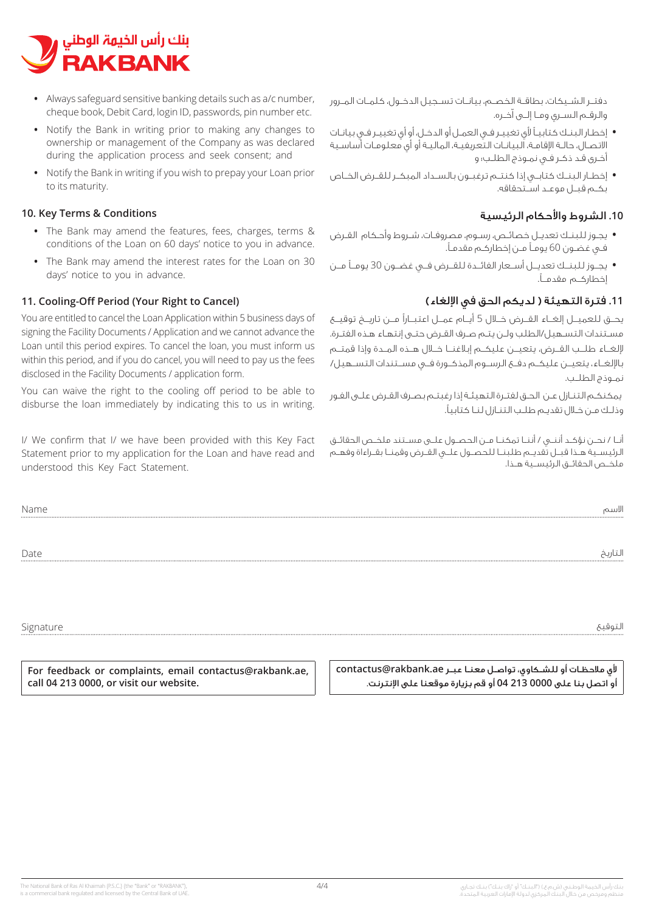- Always safeguard sensitive banking details such as a/c number, cheque book, Debit Card, login ID, passwords, pin number etc.
- Notify the Bank in writing prior to making any changes to ownership or management of the Company as was declared during the application process and seek consent; and
- Notify the Bank in writing if you wish to prepay your Loan prior to its maturity.

## 10. Key Terms & Conditions

- The Bank may amend the features, fees, charges, terms & conditions of the Loan on 60 days' notice to you in advance.
- The Bank may amend the interest rates for the Loan on 30 days' notice to you in advance.

## 11. Cooling-Off Period (Your Right to Cancel)

You are entitled to cancel the Loan Application within 5 business days of signing the Facility Documents / Application and we cannot advance the Loan until this period expires. To cancel the loan, you must inform us within this period, and if you do cancel, you will need to pay us the fees disclosed in the Facility Documents / application form.

You can waive the right to the cooling off period to be able to disburse the loan immediately by indicating this to us in writing.

I/ We confirm that I/ we have been provided with this Key Fact Statement prior to my application for the Loan and have read and understood this Key Fact Statement.

دفتـر الشـيكات، بطاقـة الخصـم، بيانـات تسـجيل الدخـول، كلمـات المـرور والرقـم السـري ومـا إلـى آخـره.

- إخطـار البنـك كتابيـاً لأي تغييـر فـي العمـل أو الدخـل، أو أي تغييـر فـي بيانـات الاتصـال، حالـة الإقامـة، البيانـات التعريفيـة، الماليـة أو أي معلومـات أساسـية أخـرى قـد ذكـر فـي نمـوذج الطلـب؛ و
- إخطـار البنـك كتابـي إذا كنتـم ترغبـون بالسـداد المبكـر للقـرض الخـاص بكـم قبـل موعـد اسـتحقاقه.

## 10. الشروط والأحكام الرئيسية

- يجـوز للبنـك تعديـل خصائـص، رسـوم، مصروفـات، شـروط وأحـكام القـرض فـي غضـون 60 يومـاً مـن إخطاركـم مقدمـاً.
- يجـوز للبنـك تعديـل أسـعار الفائـدة للقـرض فـي غضـون 30 يومـاً مـن إخطاركـم مقدمـاً.

## 11. فترة التهيئة ( لديكم الحق في الإلغاء )

يحـق للعميـل إلغـاء القـرض خـلال 5 أيـام عمـل اعتبـاراً مـن تاريـخ توقيـع مسـتندات التسـهيل/الطلب ولـن يتـم صـرف القـرض حتـى إنتهـاء هـذه الفتـرة. لإلغـاء طلـب القـرض، يتعيـن عليكـم إبلاغنـا خـلال هـذه المـدة وإذا قمتـم بالإلغـاء، يتعيـن عليكـم دفـع الرسـوم المذكـورة فـي مسـتندات التسـهيل/ نمـوذج الطلـب.

يمكنكـم التنـازل عـن الحـق لفتـرة التهيئـة إذا رغبتـم بصـرف القـرض علـى الفـور وذلـك مـن خـلال تقديـم طلـب التنـازل لنـا كتابيـاً.

أنـا / نحـن نؤكـد أننـي / أننـا تمكنـا مـن الحصـول علـى مسـتند ملخـص الحقائـق الرئيسـية هـذا قبـل تقديـم طلبنـا للحصـول علـى القـرض وقمنـا بقـراءة وفهـم ملخـص الحقائـق الرئيسـية هـذا.

Name ........................................................................................................ الاسم

Date ........................................................................................................ التاريخ

Signature ........................................................................................................ التوقيع

**For feedback or complaints, email contactus@rakbank.ae, call 04 213 0000, or visit our website.**

**لأي ملاحظات أو للشكاوي، تواصل معنا عبر contactus@rakbank.ae أو اتصل بنا على 0000 213 04 أو قم بزيارة موقعنا على الإنترنت.**